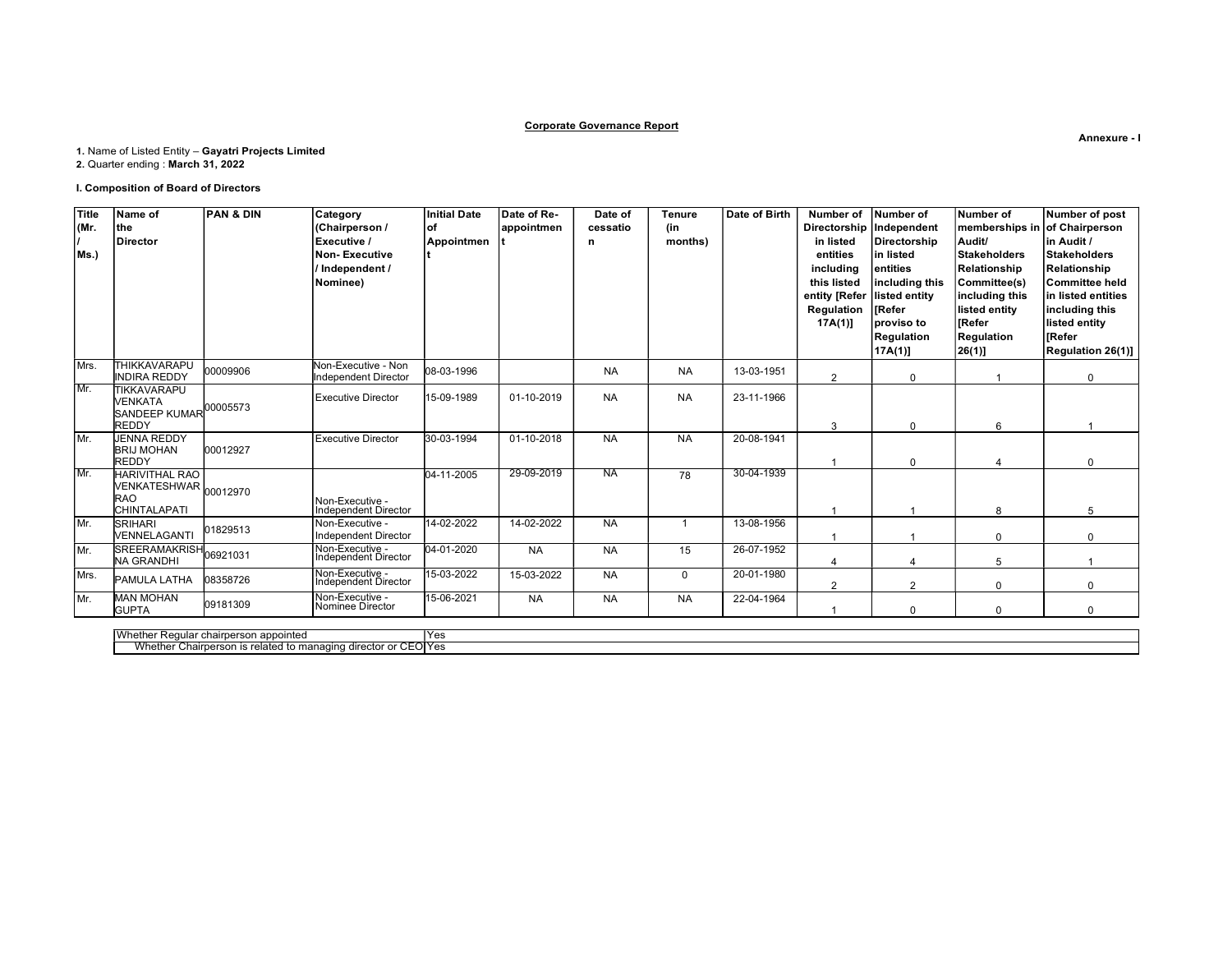**Corporate Governance Report**

**Annexure - I**

**1.** Name of Listed Entity – **Gayatri Projects Limited**
**2.** Quarter ending : **March 31, 2022**

**I. Composition of Board of Directors**

| Title (Mr. / Ms.) | Name of the Director | PAN & DIN | Category (Chairperson / Executive / Non- Executive / Independent / Nominee) | Initial Date of Appointment | Date of Re-appointment | Date of cessation | Tenure (in months) | Date of Birth | Number of Directorship in listed entities including this listed entity [Refer Regulation 17A(1)] | Number of Independent Directorship in listed entities including this listed entity [Refer proviso to Regulation 17A(1)] | Number of memberships in Audit/ Stakeholders Relationship Committee(s) including this listed entity [Refer Regulation 26(1)] | Number of post of Chairperson in Audit / Stakeholders Relationship Committee held in listed entities including this listed entity [Refer Regulation 26(1)] |
|---|---|---|---|---|---|---|---|---|---|---|---|---|
| Mrs. | THIKKAVARAPU INDIRA REDDY | 00009906 | Non-Executive - Non Independent Director | 08-03-1996 | | NA | NA | 13-03-1951 | 2 | 0 | 1 | 0 |
| Mr. | TIKKAVARAPU VENKATA SANDEEP KUMAR REDDY | 00005573 | Executive Director | 15-09-1989 | 01-10-2019 | NA | NA | 23-11-1966 | 3 | 0 | 6 | 1 |
| Mr. | JENNA REDDY BRIJ MOHAN REDDY | 00012927 | Executive Director | 30-03-1994 | 01-10-2018 | NA | NA | 20-08-1941 | 1 | 0 | 4 | 0 |
| Mr. | HARIVITHAL RAO VENKATESHWAR RAO CHINTALAPATI | 00012970 | Non-Executive - Independent Director | 04-11-2005 | 29-09-2019 | NA | 78 | 30-04-1939 | 1 | 1 | 8 | 5 |
| Mr. | SRIHARI VENNELAGANTI | 01829513 | Non-Executive - Independent Director | 14-02-2022 | 14-02-2022 | NA | 1 | 13-08-1956 | 1 | 1 | 0 | 0 |
| Mr. | SREERAMAKRISHNA GRANDHI | 06921031 | Non-Executive - Independent Director | 04-01-2020 | NA | NA | 15 | 26-07-1952 | 4 | 4 | 5 | 1 |
| Mrs. | PAMULA LATHA | 08358726 | Non-Executive - Independent Director | 15-03-2022 | 15-03-2022 | NA | 0 | 20-01-1980 | 2 | 2 | 0 | 0 |
| Mr. | MAN MOHAN GUPTA | 09181309 | Non-Executive - Nominee Director | 15-06-2021 | NA | NA | NA | 22-04-1964 | 1 | 0 | 0 | 0 |

| | |
|---|---|
| Whether Regular chairperson appointed | Yes |
| Whether Chairperson is related to managing director or CEO | Yes |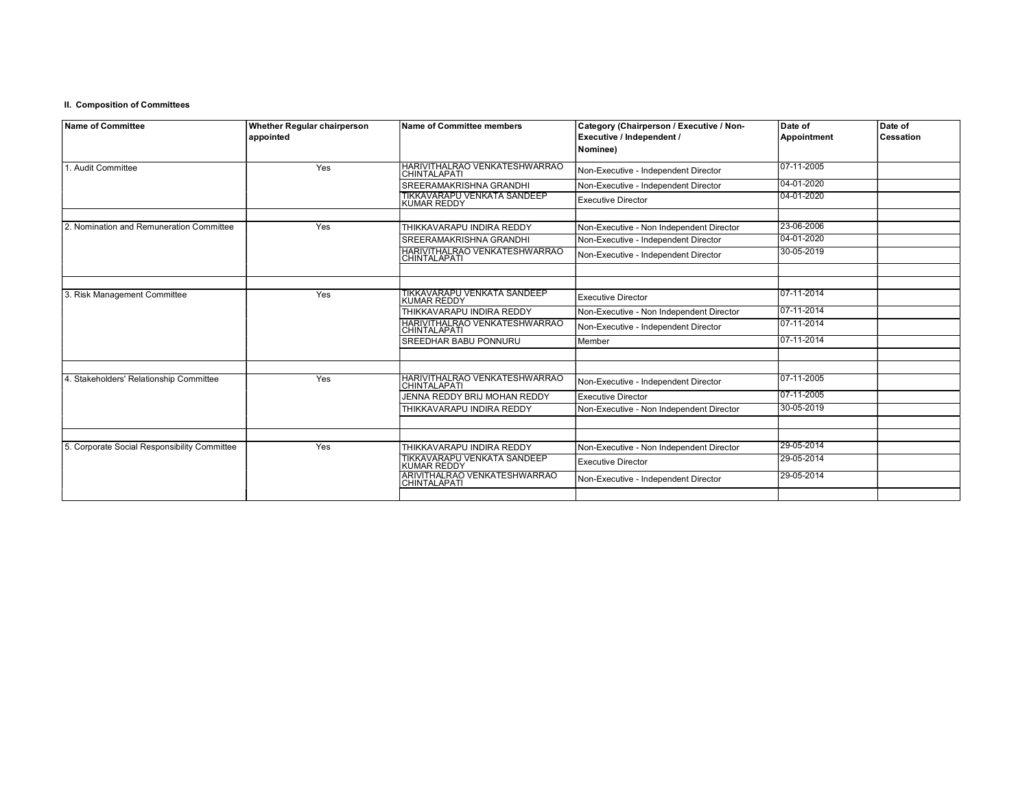**II. Composition of Committees**

| Name of Committee | Whether Regular chairperson appointed | Name of Committee members | Category (Chairperson / Executive / Non-Executive / Independent / Nominee) | Date of Appointment | Date of Cessation |
|---|---|---|---|---|---|
| 1. Audit Committee | Yes | HARIVITHALRAO VENKATESHWARRAO CHINTALAPATI | Non-Executive - Independent Director | 07-11-2005 | |
| | | SREERAMAKRISHNA GRANDHI | Non-Executive - Independent Director | 04-01-2020 | |
| | | TIKKAVARAPU VENKATA SANDEEP KUMAR REDDY | Executive Director | 04-01-2020 | |
| | | | | | |
| 2. Nomination and Remuneration Committee | Yes | THIKKAVARAPU INDIRA REDDY | Non-Executive - Non Independent Director | 23-06-2006 | |
| | | SREERAMAKRISHNA GRANDHI | Non-Executive - Independent Director | 04-01-2020 | |
| | | HARIVITHALRAO VENKATESHWARRAO CHINTALAPATI | Non-Executive - Independent Director | 30-05-2019 | |
| | | | | | |
| | | | | | |
| 3. Risk Management Committee | Yes | TIKKAVARAPU VENKATA SANDEEP KUMAR REDDY | Executive Director | 07-11-2014 | |
| | | THIKKAVARAPU INDIRA REDDY | Non-Executive - Non Independent Director | 07-11-2014 | |
| | | HARIVITHALRAO VENKATESHWARRAO CHINTALAPATI | Non-Executive - Independent Director | 07-11-2014 | |
| | | SREEDHAR BABU PONNURU | Member | 07-11-2014 | |
| | | | | | |
| | | | | | |
| 4. Stakeholders' Relationship Committee | Yes | HARIVITHALRAO VENKATESHWARRAO CHINTALAPATI | Non-Executive - Independent Director | 07-11-2005 | |
| | | JENNA REDDY BRIJ MOHAN REDDY | Executive Director | 07-11-2005 | |
| | | THIKKAVARAPU INDIRA REDDY | Non-Executive - Non Independent Director | 30-05-2019 | |
| | | | | | |
| | | | | | |
| 5. Corporate Social Responsibility Committee | Yes | THIKKAVARAPU INDIRA REDDY | Non-Executive - Non Independent Director | 29-05-2014 | |
| | | TIKKAVARAPU VENKATA SANDEEP KUMAR REDDY | Executive Director | 29-05-2014 | |
| | | ARIVITHALRAO VENKATESHWARRAO CHINTALAPATI | Non-Executive - Independent Director | 29-05-2014 | |
| | | | | | |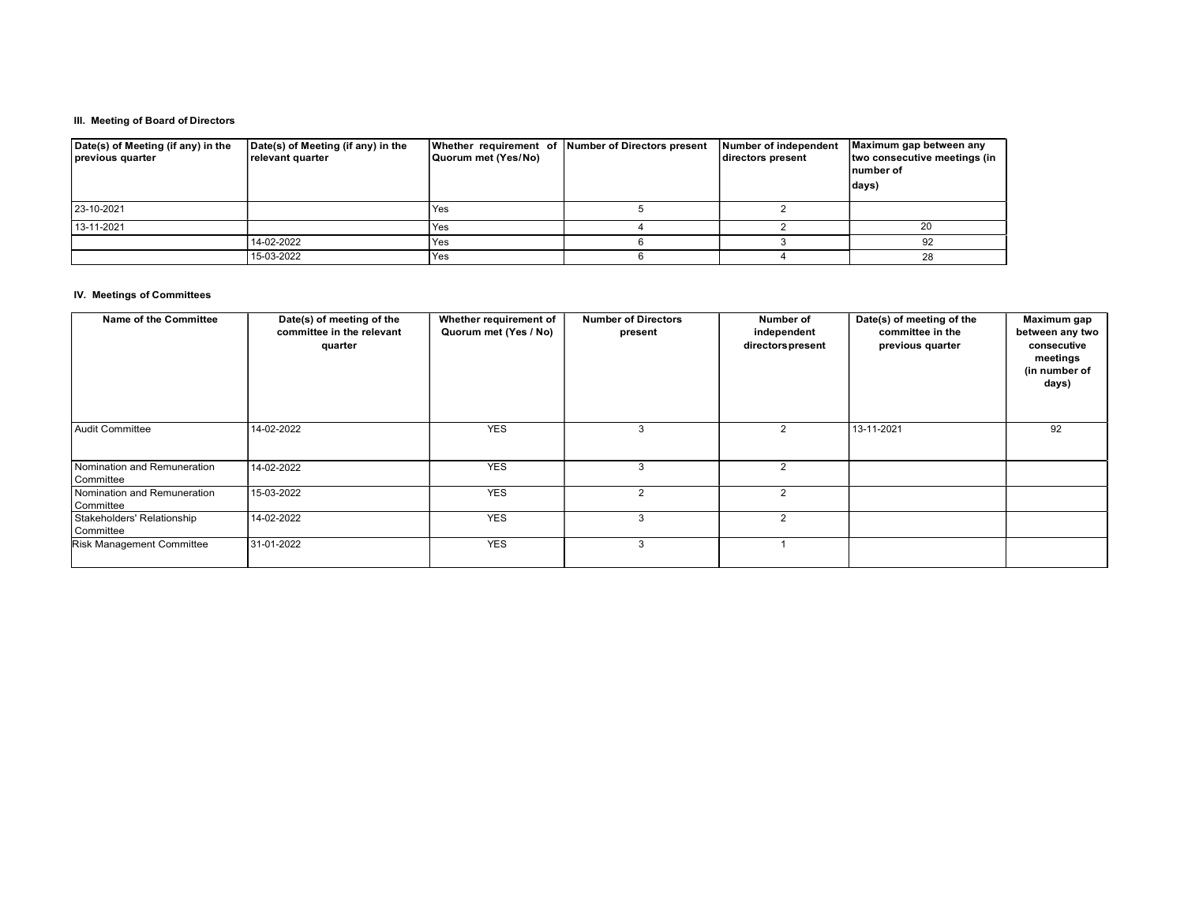### III. Meeting of Board of Directors

| Date(s) of Meeting (if any) in the previous quarter | Date(s) of Meeting (if any) in the relevant quarter | Whether requirement of Quorum met (Yes/No) | Number of Directors present | Number of independent directors present | Maximum gap between any two consecutive meetings (in number of days) |
|---|---|---|---|---|---|
| 23-10-2021 | | Yes | 5 | 2 | |
| 13-11-2021 | | Yes | 4 | 2 | 20 |
| | 14-02-2022 | Yes | 6 | 3 | 92 |
| | 15-03-2022 | Yes | 6 | 4 | 28 |

### IV. Meetings of Committees

| Name of the Committee | Date(s) of meeting of the committee in the relevant quarter | Whether requirement of Quorum met (Yes / No) | Number of Directors present | Number of independent directors present | Date(s) of meeting of the committee in the previous quarter | Maximum gap between any two consecutive meetings (in number of days) |
|---|---|---|---|---|---|---|
| Audit Committee | 14-02-2022 | YES | 3 | 2 | 13-11-2021 | 92 |
| Nomination and Remuneration Committee | 14-02-2022 | YES | 3 | 2 | | |
| Nomination and Remuneration Committee | 15-03-2022 | YES | 2 | 2 | | |
| Stakeholders' Relationship Committee | 14-02-2022 | YES | 3 | 2 | | |
| Risk Management Committee | 31-01-2022 | YES | 3 | 1 | | |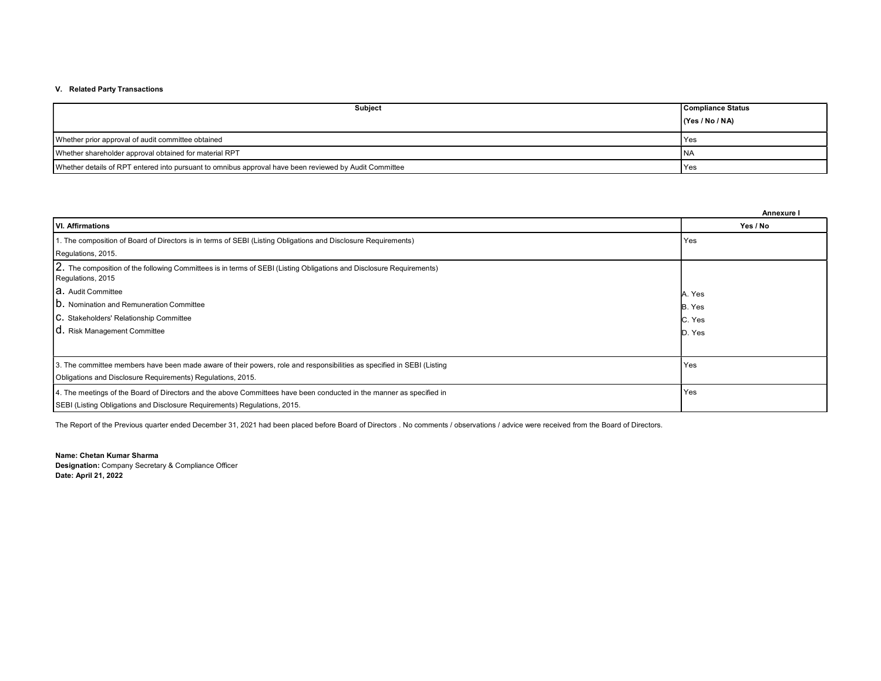### V. Related Party Transactions

| Subject | Compliance Status (Yes / No / NA) |
|---|---|
| Whether prior approval of audit committee obtained | Yes |
| Whether shareholder approval obtained for material RPT | NA |
| Whether details of RPT entered into pursuant to omnibus approval have been reviewed by Audit Committee | Yes |

**Annexure I**

| VI. Affirmations | Yes / No |
|---|---|
| 1. The composition of Board of Directors is in terms of SEBI (Listing Obligations and Disclosure Requirements) Regulations, 2015. | Yes |
| 2. The composition of the following Committees is in terms of SEBI (Listing Obligations and Disclosure Requirements) Regulations, 2015<br>a. Audit Committee<br>b. Nomination and Remuneration Committee<br>c. Stakeholders' Relationship Committee<br>d. Risk Management Committee | A. Yes<br>B. Yes<br>C. Yes<br>D. Yes |
| 3. The committee members have been made aware of their powers, role and responsibilities as specified in SEBI (Listing Obligations and Disclosure Requirements) Regulations, 2015. | Yes |
| 4. The meetings of the Board of Directors and the above Committees have been conducted in the manner as specified in SEBI (Listing Obligations and Disclosure Requirements) Regulations, 2015. | Yes |

The Report of the Previous quarter ended December 31, 2021 had been placed before Board of Directors . No comments / observations / advice were received from the Board of Directors.

**Name: Chetan Kumar Sharma**
**Designation:** Company Secretary & Compliance Officer
**Date: April 21, 2022**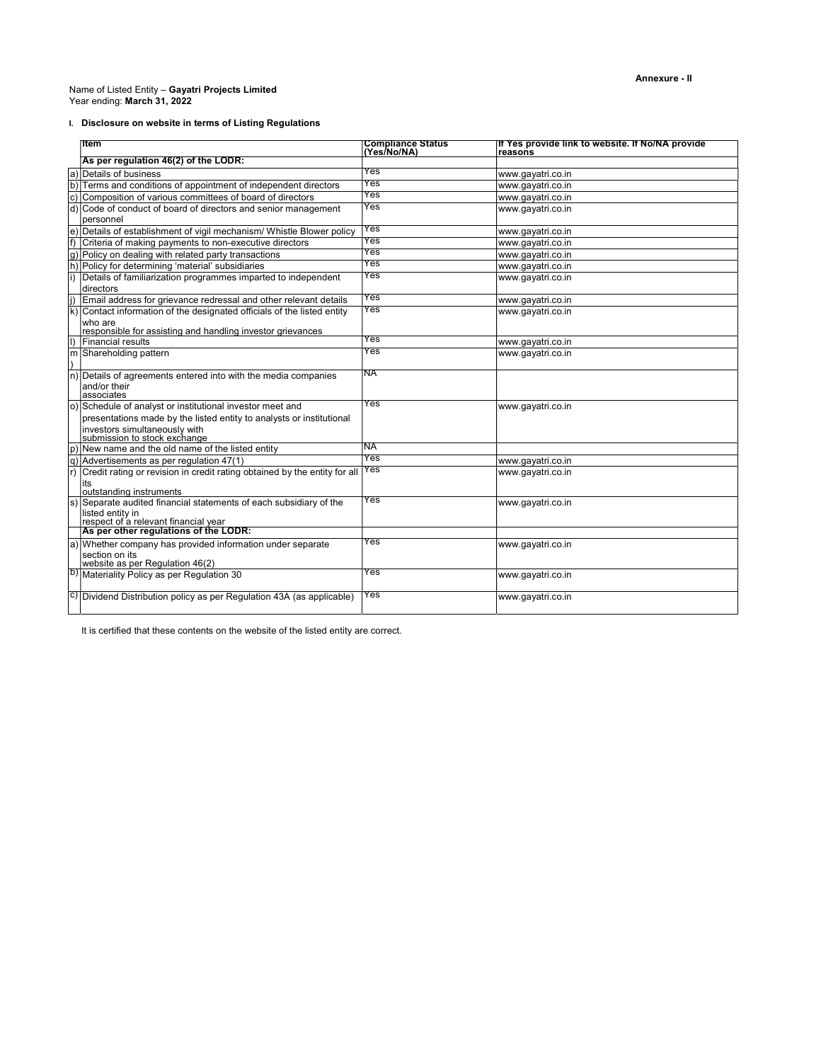**Annexure - II**

Name of Listed Entity – **Gayatri Projects Limited**
Year ending: **March 31, 2022**

**I. Disclosure on website in terms of Listing Regulations**

| | Item | Compliance Status (Yes/No/NA) | If Yes provide link to website. If No/NA provide reasons |
|---|---|---|---|
| | **As per regulation 46(2) of the LODR:** | | |
| a) | Details of business | Yes | www.gayatri.co.in |
| b) | Terms and conditions of appointment of independent directors | Yes | www.gayatri.co.in |
| c) | Composition of various committees of board of directors | Yes | www.gayatri.co.in |
| d) | Code of conduct of board of directors and senior management personnel | Yes | www.gayatri.co.in |
| e) | Details of establishment of vigil mechanism/ Whistle Blower policy | Yes | www.gayatri.co.in |
| f) | Criteria of making payments to non-executive directors | Yes | www.gayatri.co.in |
| g) | Policy on dealing with related party transactions | Yes | www.gayatri.co.in |
| h) | Policy for determining 'material' subsidiaries | Yes | www.gayatri.co.in |
| i) | Details of familiarization programmes imparted to independent directors | Yes | www.gayatri.co.in |
| j) | Email address for grievance redressal and other relevant details | Yes | www.gayatri.co.in |
| k) | Contact information of the designated officials of the listed entity who are responsible for assisting and handling investor grievances | Yes | www.gayatri.co.in |
| l) | Financial results | Yes | www.gayatri.co.in |
| m) | Shareholding pattern | Yes | www.gayatri.co.in |
| n) | Details of agreements entered into with the media companies and/or their associates | NA | |
| o) | Schedule of analyst or institutional investor meet and presentations made by the listed entity to analysts or institutional investors simultaneously with submission to stock exchange | Yes | www.gayatri.co.in |
| p) | New name and the old name of the listed entity | NA | |
| q) | Advertisements as per regulation 47(1) | Yes | www.gayatri.co.in |
| r) | Credit rating or revision in credit rating obtained by the entity for all its outstanding instruments | Yes | www.gayatri.co.in |
| s) | Separate audited financial statements of each subsidiary of the listed entity in respect of a relevant financial year | Yes | www.gayatri.co.in |
| | **As per other regulations of the LODR:** | | |
| a) | Whether company has provided information under separate section on its website as per Regulation 46(2) | Yes | www.gayatri.co.in |
| b) | Materiality Policy as per Regulation 30 | Yes | www.gayatri.co.in |
| c) | Dividend Distribution policy as per Regulation 43A (as applicable) | Yes | www.gayatri.co.in |

It is certified that these contents on the website of the listed entity are correct.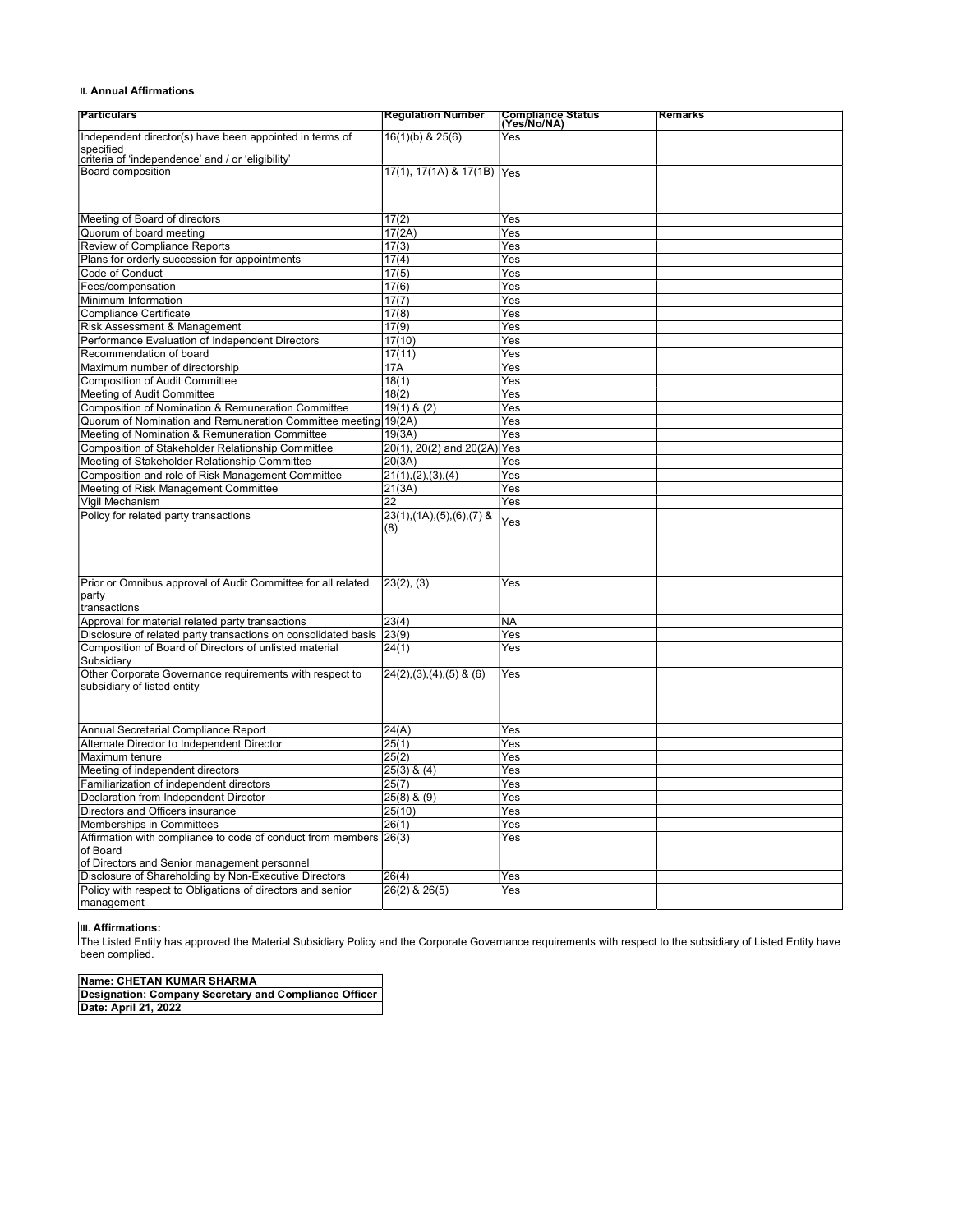### II. Annual Affirmations

| Particulars | Regulation Number | Compliance Status (Yes/No/NA) | Remarks |
|---|---|---|---|
| Independent director(s) have been appointed in terms of specified criteria of 'independence' and / or 'eligibility' | 16(1)(b) & 25(6) | Yes | |
| Board composition | 17(1), 17(1A) & 17(1B) | Yes | |
| Meeting of Board of directors | 17(2) | Yes | |
| Quorum of board meeting | 17(2A) | Yes | |
| Review of Compliance Reports | 17(3) | Yes | |
| Plans for orderly succession for appointments | 17(4) | Yes | |
| Code of Conduct | 17(5) | Yes | |
| Fees/compensation | 17(6) | Yes | |
| Minimum Information | 17(7) | Yes | |
| Compliance Certificate | 17(8) | Yes | |
| Risk Assessment & Management | 17(9) | Yes | |
| Performance Evaluation of Independent Directors | 17(10) | Yes | |
| Recommendation of board | 17(11) | Yes | |
| Maximum number of directorship | 17A | Yes | |
| Composition of Audit Committee | 18(1) | Yes | |
| Meeting of Audit Committee | 18(2) | Yes | |
| Composition of Nomination & Remuneration Committee | 19(1) & (2) | Yes | |
| Quorum of Nomination and Remuneration Committee meeting | 19(2A) | Yes | |
| Meeting of Nomination & Remuneration Committee | 19(3A) | Yes | |
| Composition of Stakeholder Relationship Committee | 20(1), 20(2) and 20(2A) | Yes | |
| Meeting of Stakeholder Relationship Committee | 20(3A) | Yes | |
| Composition and role of Risk Management Committee | 21(1),(2),(3),(4) | Yes | |
| Meeting of Risk Management Committee | 21(3A) | Yes | |
| Vigil Mechanism | 22 | Yes | |
| Policy for related party transactions | 23(1),(1A),(5),(6),(7) & (8) | Yes | |
| Prior or Omnibus approval of Audit Committee for all related party transactions | 23(2), (3) | Yes | |
| Approval for material related party transactions | 23(4) | NA | |
| Disclosure of related party transactions on consolidated basis | 23(9) | Yes | |
| Composition of Board of Directors of unlisted material Subsidiary | 24(1) | Yes | |
| Other Corporate Governance requirements with respect to subsidiary of listed entity | 24(2),(3),(4),(5) & (6) | Yes | |
| Annual Secretarial Compliance Report | 24(A) | Yes | |
| Alternate Director to Independent Director | 25(1) | Yes | |
| Maximum tenure | 25(2) | Yes | |
| Meeting of independent directors | 25(3) & (4) | Yes | |
| Familiarization of independent directors | 25(7) | Yes | |
| Declaration from Independent Director | 25(8) & (9) | Yes | |
| Directors and Officers insurance | 25(10) | Yes | |
| Memberships in Committees | 26(1) | Yes | |
| Affirmation with compliance to code of conduct from members of Board of Directors and Senior management personnel | 26(3) | Yes | |
| Disclosure of Shareholding by Non-Executive Directors | 26(4) | Yes | |
| Policy with respect to Obligations of directors and senior management | 26(2) & 26(5) | Yes | |

### III. Affirmations:

The Listed Entity has approved the Material Subsidiary Policy and the Corporate Governance requirements with respect to the subsidiary of Listed Entity have been complied.

| |
|---|
| **Name: CHETAN KUMAR SHARMA** |
| **Designation: Company Secretary and Compliance Officer** |
| **Date: April 21, 2022** |